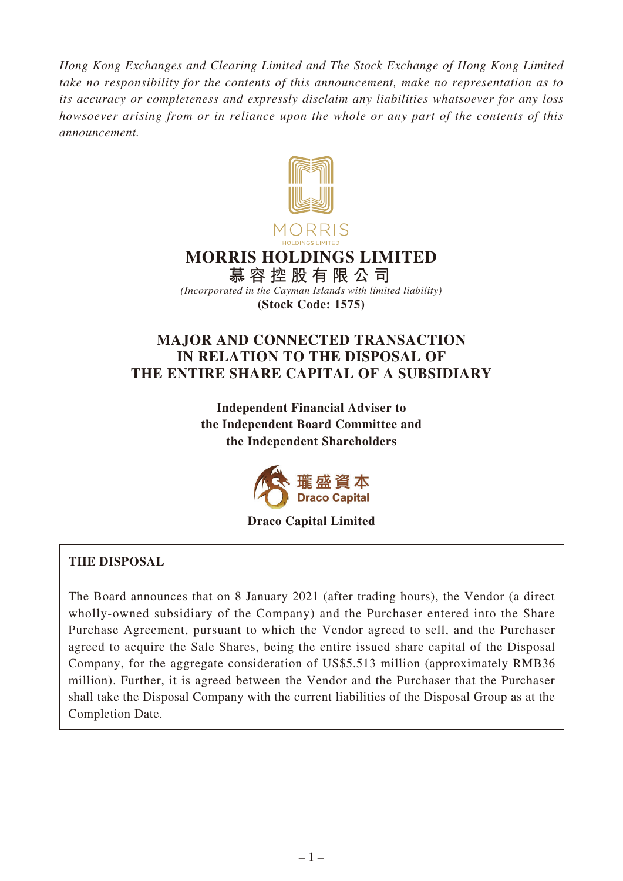*Hong Kong Exchanges and Clearing Limited and The Stock Exchange of Hong Kong Limited take no responsibility for the contents of this announcement, make no representation as to its accuracy or completeness and expressly disclaim any liabilities whatsoever for any loss howsoever arising from or in reliance upon the whole or any part of the contents of this announcement.*

MORRIS
HOLDINGS LIMITED

# MORRIS HOLDINGS LIMITED

**慕容控股有限公司**

*(Incorporated in the Cayman Islands with limited liability)*

**(Stock Code: 1575)**

# MAJOR AND CONNECTED TRANSACTION IN RELATION TO THE DISPOSAL OF THE ENTIRE SHARE CAPITAL OF A SUBSIDIARY

**Independent Financial Adviser to the Independent Board Committee and the Independent Shareholders**

瓏盛資本
Draco Capital

**Draco Capital Limited**

## THE DISPOSAL

The Board announces that on 8 January 2021 (after trading hours), the Vendor (a direct wholly-owned subsidiary of the Company) and the Purchaser entered into the Share Purchase Agreement, pursuant to which the Vendor agreed to sell, and the Purchaser agreed to acquire the Sale Shares, being the entire issued share capital of the Disposal Company, for the aggregate consideration of US$5.513 million (approximately RMB36 million). Further, it is agreed between the Vendor and the Purchaser that the Purchaser shall take the Disposal Company with the current liabilities of the Disposal Group as at the Completion Date.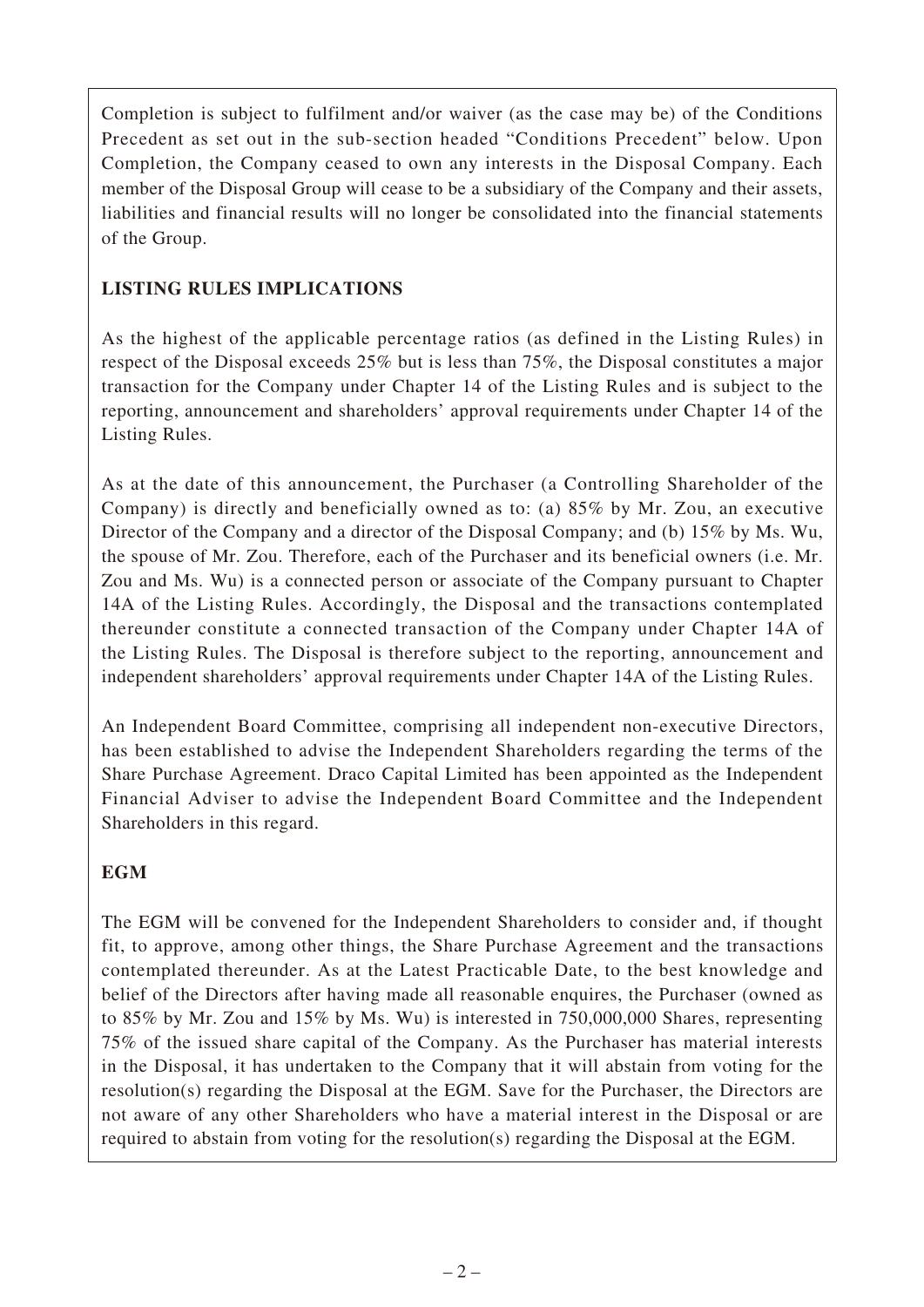Completion is subject to fulfilment and/or waiver (as the case may be) of the Conditions Precedent as set out in the sub-section headed "Conditions Precedent" below. Upon Completion, the Company ceased to own any interests in the Disposal Company. Each member of the Disposal Group will cease to be a subsidiary of the Company and their assets, liabilities and financial results will no longer be consolidated into the financial statements of the Group.

## LISTING RULES IMPLICATIONS

As the highest of the applicable percentage ratios (as defined in the Listing Rules) in respect of the Disposal exceeds 25% but is less than 75%, the Disposal constitutes a major transaction for the Company under Chapter 14 of the Listing Rules and is subject to the reporting, announcement and shareholders' approval requirements under Chapter 14 of the Listing Rules.

As at the date of this announcement, the Purchaser (a Controlling Shareholder of the Company) is directly and beneficially owned as to: (a) 85% by Mr. Zou, an executive Director of the Company and a director of the Disposal Company; and (b) 15% by Ms. Wu, the spouse of Mr. Zou. Therefore, each of the Purchaser and its beneficial owners (i.e. Mr. Zou and Ms. Wu) is a connected person or associate of the Company pursuant to Chapter 14A of the Listing Rules. Accordingly, the Disposal and the transactions contemplated thereunder constitute a connected transaction of the Company under Chapter 14A of the Listing Rules. The Disposal is therefore subject to the reporting, announcement and independent shareholders' approval requirements under Chapter 14A of the Listing Rules.

An Independent Board Committee, comprising all independent non-executive Directors, has been established to advise the Independent Shareholders regarding the terms of the Share Purchase Agreement. Draco Capital Limited has been appointed as the Independent Financial Adviser to advise the Independent Board Committee and the Independent Shareholders in this regard.

## EGM

The EGM will be convened for the Independent Shareholders to consider and, if thought fit, to approve, among other things, the Share Purchase Agreement and the transactions contemplated thereunder. As at the Latest Practicable Date, to the best knowledge and belief of the Directors after having made all reasonable enquires, the Purchaser (owned as to 85% by Mr. Zou and 15% by Ms. Wu) is interested in 750,000,000 Shares, representing 75% of the issued share capital of the Company. As the Purchaser has material interests in the Disposal, it has undertaken to the Company that it will abstain from voting for the resolution(s) regarding the Disposal at the EGM. Save for the Purchaser, the Directors are not aware of any other Shareholders who have a material interest in the Disposal or are required to abstain from voting for the resolution(s) regarding the Disposal at the EGM.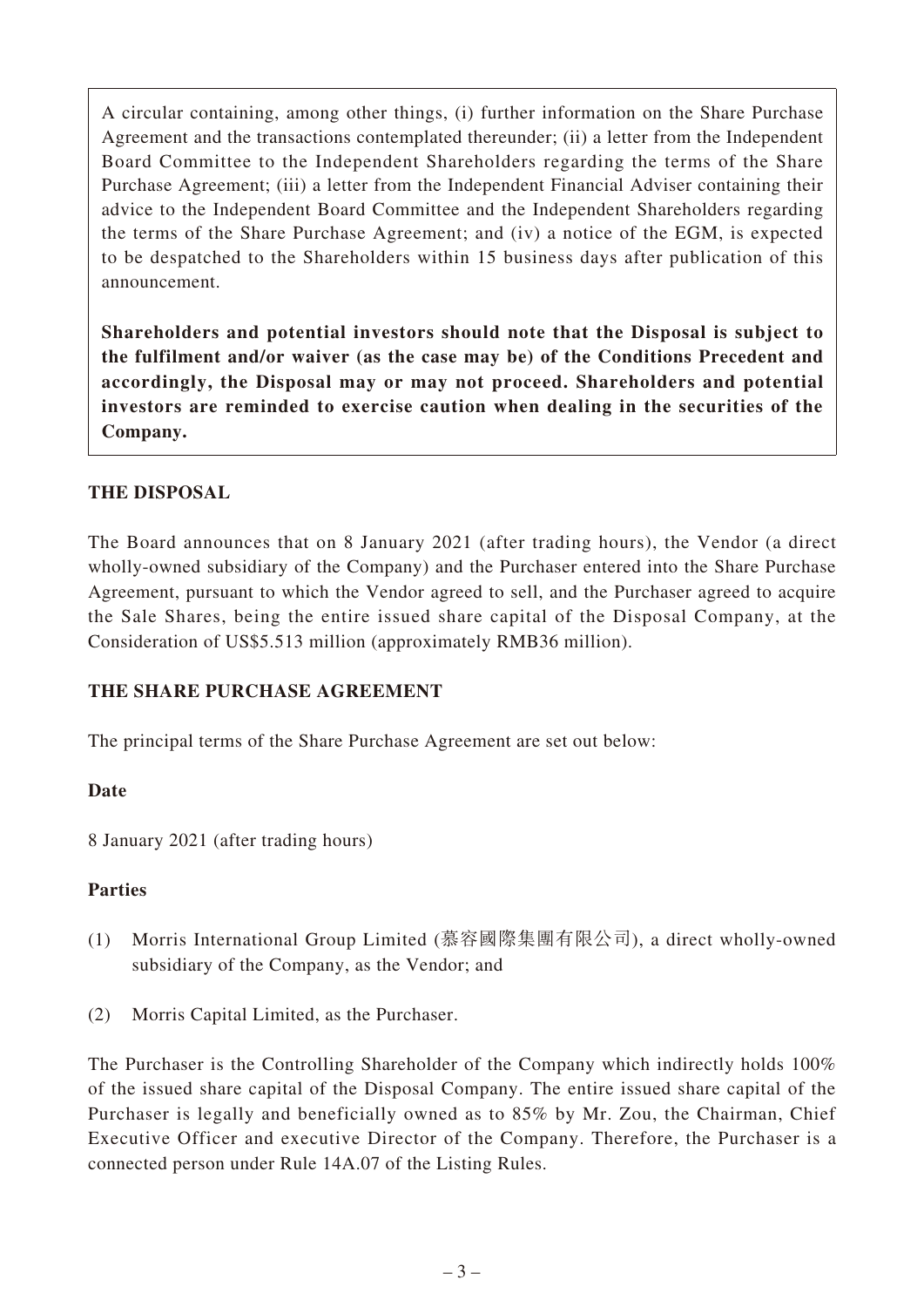A circular containing, among other things, (i) further information on the Share Purchase Agreement and the transactions contemplated thereunder; (ii) a letter from the Independent Board Committee to the Independent Shareholders regarding the terms of the Share Purchase Agreement; (iii) a letter from the Independent Financial Adviser containing their advice to the Independent Board Committee and the Independent Shareholders regarding the terms of the Share Purchase Agreement; and (iv) a notice of the EGM, is expected to be despatched to the Shareholders within 15 business days after publication of this announcement.

**Shareholders and potential investors should note that the Disposal is subject to the fulfilment and/or waiver (as the case may be) of the Conditions Precedent and accordingly, the Disposal may or may not proceed. Shareholders and potential investors are reminded to exercise caution when dealing in the securities of the Company.**

## THE DISPOSAL

The Board announces that on 8 January 2021 (after trading hours), the Vendor (a direct wholly-owned subsidiary of the Company) and the Purchaser entered into the Share Purchase Agreement, pursuant to which the Vendor agreed to sell, and the Purchaser agreed to acquire the Sale Shares, being the entire issued share capital of the Disposal Company, at the Consideration of US$5.513 million (approximately RMB36 million).

## THE SHARE PURCHASE AGREEMENT

The principal terms of the Share Purchase Agreement are set out below:

### Date

8 January 2021 (after trading hours)

### Parties

(1) Morris International Group Limited (慕容國際集團有限公司), a direct wholly-owned subsidiary of the Company, as the Vendor; and

(2) Morris Capital Limited, as the Purchaser.

The Purchaser is the Controlling Shareholder of the Company which indirectly holds 100% of the issued share capital of the Disposal Company. The entire issued share capital of the Purchaser is legally and beneficially owned as to 85% by Mr. Zou, the Chairman, Chief Executive Officer and executive Director of the Company. Therefore, the Purchaser is a connected person under Rule 14A.07 of the Listing Rules.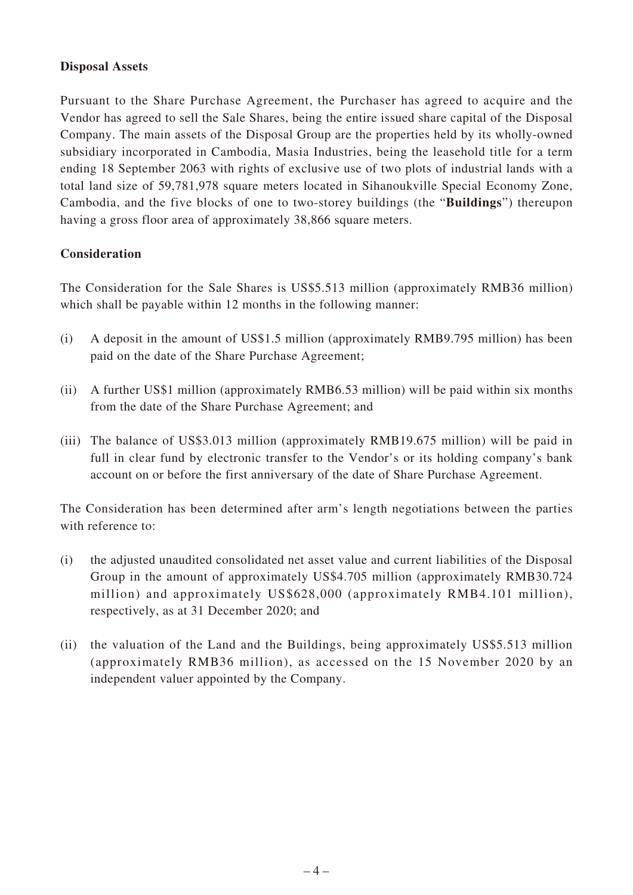**Disposal Assets**

Pursuant to the Share Purchase Agreement, the Purchaser has agreed to acquire and the Vendor has agreed to sell the Sale Shares, being the entire issued share capital of the Disposal Company. The main assets of the Disposal Group are the properties held by its wholly-owned subsidiary incorporated in Cambodia, Masia Industries, being the leasehold title for a term ending 18 September 2063 with rights of exclusive use of two plots of industrial lands with a total land size of 59,781,978 square meters located in Sihanoukville Special Economy Zone, Cambodia, and the five blocks of one to two-storey buildings (the "**Buildings**") thereupon having a gross floor area of approximately 38,866 square meters.

**Consideration**

The Consideration for the Sale Shares is US$5.513 million (approximately RMB36 million) which shall be payable within 12 months in the following manner:

(i) A deposit in the amount of US$1.5 million (approximately RMB9.795 million) has been paid on the date of the Share Purchase Agreement;

(ii) A further US$1 million (approximately RMB6.53 million) will be paid within six months from the date of the Share Purchase Agreement; and

(iii) The balance of US$3.013 million (approximately RMB19.675 million) will be paid in full in clear fund by electronic transfer to the Vendor's or its holding company's bank account on or before the first anniversary of the date of Share Purchase Agreement.

The Consideration has been determined after arm's length negotiations between the parties with reference to:

(i) the adjusted unaudited consolidated net asset value and current liabilities of the Disposal Group in the amount of approximately US$4.705 million (approximately RMB30.724 million) and approximately US$628,000 (approximately RMB4.101 million), respectively, as at 31 December 2020; and

(ii) the valuation of the Land and the Buildings, being approximately US$5.513 million (approximately RMB36 million), as accessed on the 15 November 2020 by an independent valuer appointed by the Company.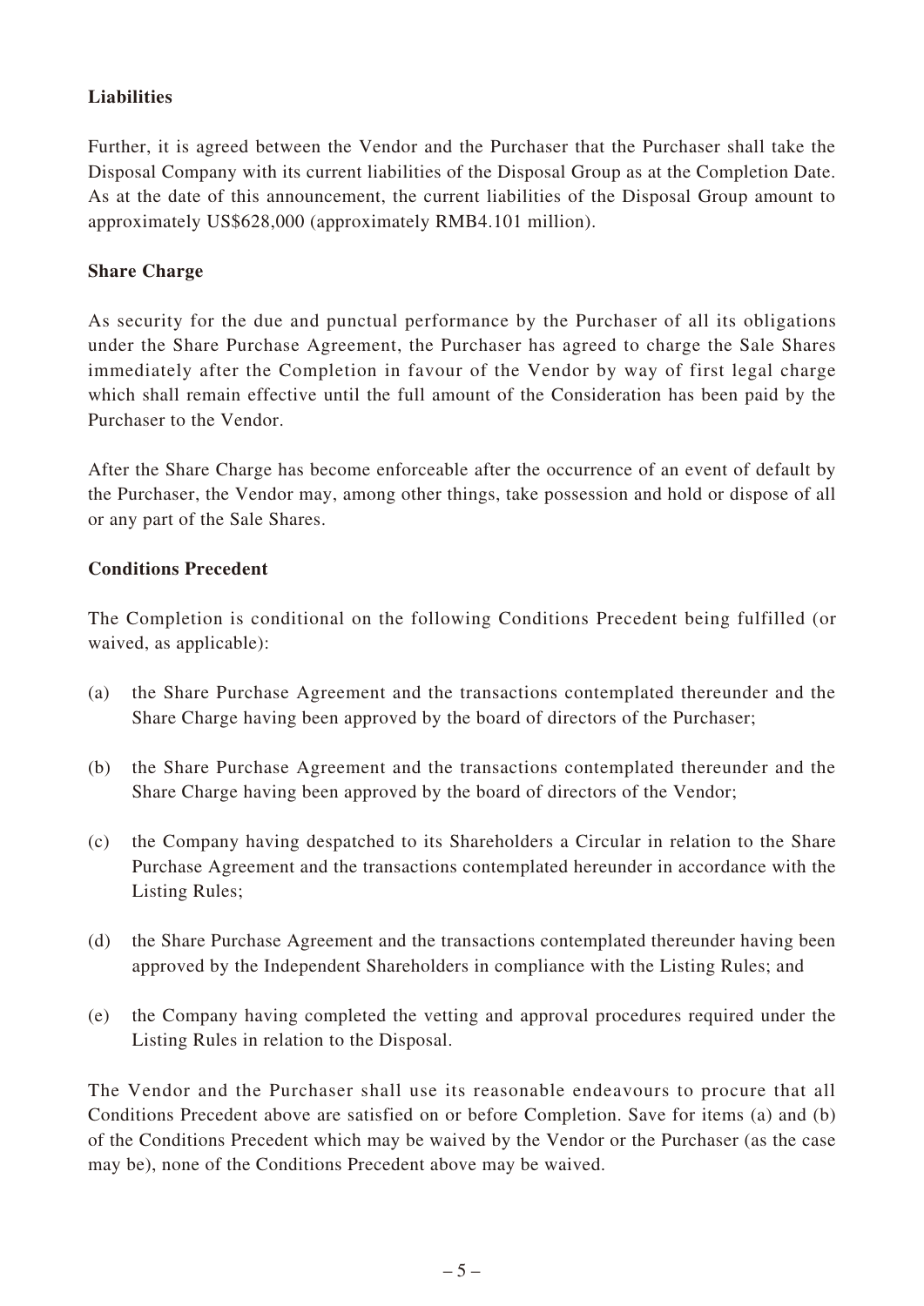**Liabilities**

Further, it is agreed between the Vendor and the Purchaser that the Purchaser shall take the Disposal Company with its current liabilities of the Disposal Group as at the Completion Date. As at the date of this announcement, the current liabilities of the Disposal Group amount to approximately US$628,000 (approximately RMB4.101 million).

**Share Charge**

As security for the due and punctual performance by the Purchaser of all its obligations under the Share Purchase Agreement, the Purchaser has agreed to charge the Sale Shares immediately after the Completion in favour of the Vendor by way of first legal charge which shall remain effective until the full amount of the Consideration has been paid by the Purchaser to the Vendor.

After the Share Charge has become enforceable after the occurrence of an event of default by the Purchaser, the Vendor may, among other things, take possession and hold or dispose of all or any part of the Sale Shares.

**Conditions Precedent**

The Completion is conditional on the following Conditions Precedent being fulfilled (or waived, as applicable):

(a) the Share Purchase Agreement and the transactions contemplated thereunder and the Share Charge having been approved by the board of directors of the Purchaser;

(b) the Share Purchase Agreement and the transactions contemplated thereunder and the Share Charge having been approved by the board of directors of the Vendor;

(c) the Company having despatched to its Shareholders a Circular in relation to the Share Purchase Agreement and the transactions contemplated hereunder in accordance with the Listing Rules;

(d) the Share Purchase Agreement and the transactions contemplated thereunder having been approved by the Independent Shareholders in compliance with the Listing Rules; and

(e) the Company having completed the vetting and approval procedures required under the Listing Rules in relation to the Disposal.

The Vendor and the Purchaser shall use its reasonable endeavours to procure that all Conditions Precedent above are satisfied on or before Completion. Save for items (a) and (b) of the Conditions Precedent which may be waived by the Vendor or the Purchaser (as the case may be), none of the Conditions Precedent above may be waived.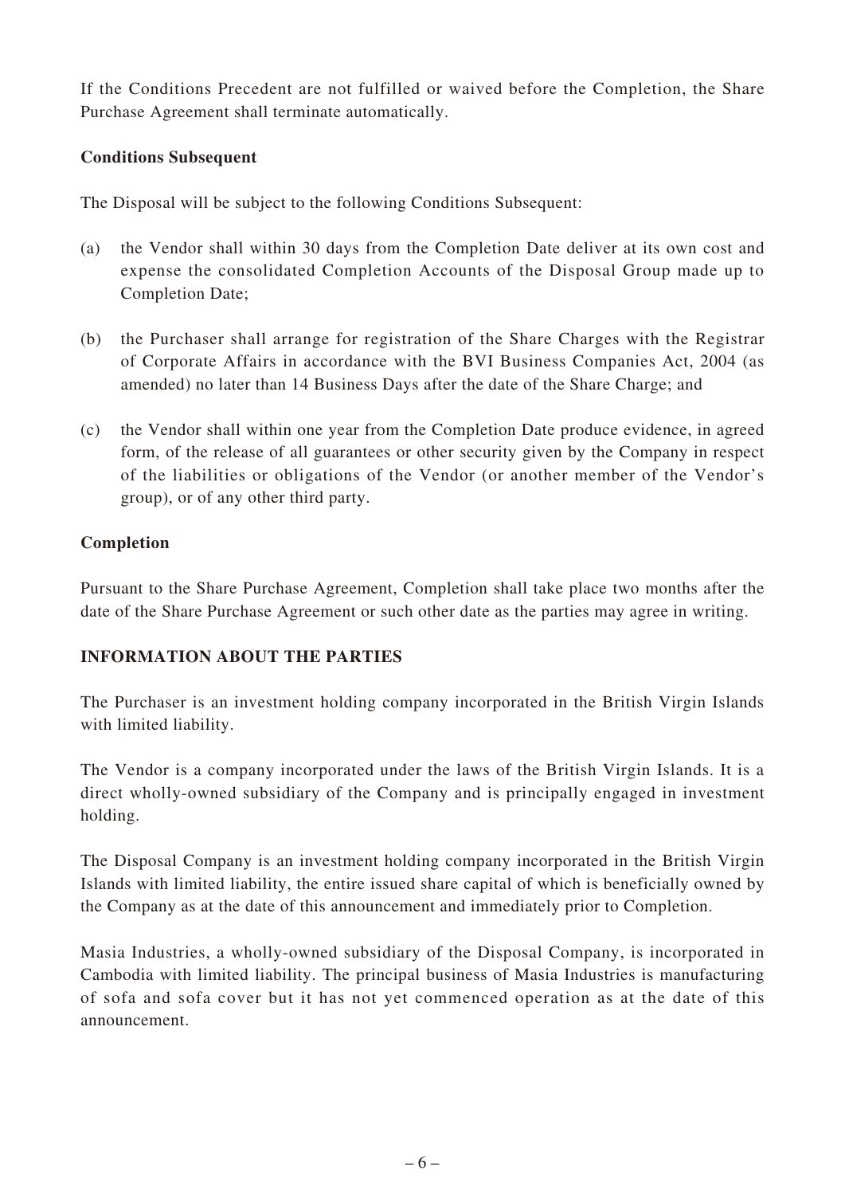If the Conditions Precedent are not fulfilled or waived before the Completion, the Share Purchase Agreement shall terminate automatically.

**Conditions Subsequent**

The Disposal will be subject to the following Conditions Subsequent:

(a) the Vendor shall within 30 days from the Completion Date deliver at its own cost and expense the consolidated Completion Accounts of the Disposal Group made up to Completion Date;

(b) the Purchaser shall arrange for registration of the Share Charges with the Registrar of Corporate Affairs in accordance with the BVI Business Companies Act, 2004 (as amended) no later than 14 Business Days after the date of the Share Charge; and

(c) the Vendor shall within one year from the Completion Date produce evidence, in agreed form, of the release of all guarantees or other security given by the Company in respect of the liabilities or obligations of the Vendor (or another member of the Vendor's group), or of any other third party.

**Completion**

Pursuant to the Share Purchase Agreement, Completion shall take place two months after the date of the Share Purchase Agreement or such other date as the parties may agree in writing.

**INFORMATION ABOUT THE PARTIES**

The Purchaser is an investment holding company incorporated in the British Virgin Islands with limited liability.

The Vendor is a company incorporated under the laws of the British Virgin Islands. It is a direct wholly-owned subsidiary of the Company and is principally engaged in investment holding.

The Disposal Company is an investment holding company incorporated in the British Virgin Islands with limited liability, the entire issued share capital of which is beneficially owned by the Company as at the date of this announcement and immediately prior to Completion.

Masia Industries, a wholly-owned subsidiary of the Disposal Company, is incorporated in Cambodia with limited liability. The principal business of Masia Industries is manufacturing of sofa and sofa cover but it has not yet commenced operation as at the date of this announcement.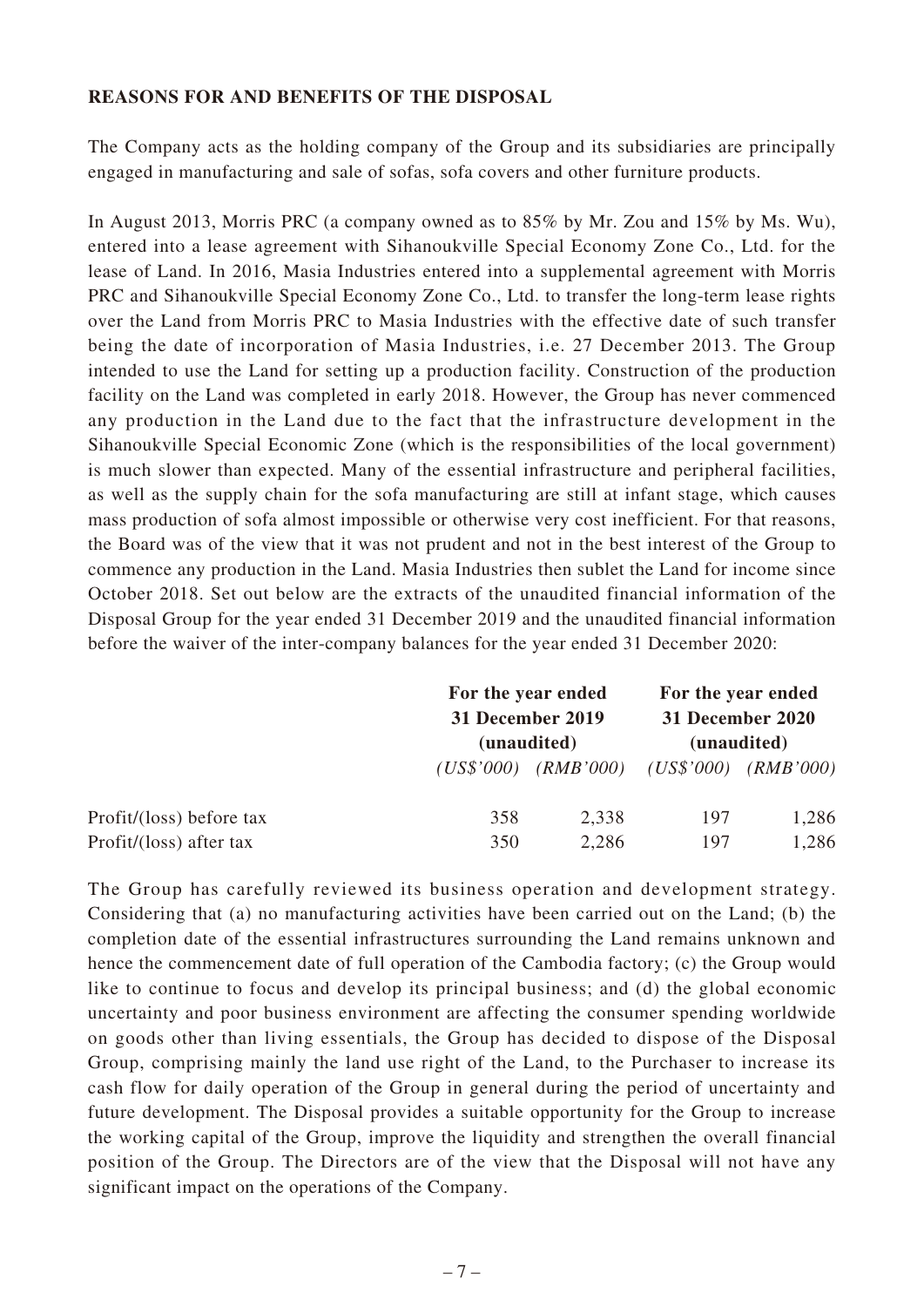**REASONS FOR AND BENEFITS OF THE DISPOSAL**

The Company acts as the holding company of the Group and its subsidiaries are principally engaged in manufacturing and sale of sofas, sofa covers and other furniture products.

In August 2013, Morris PRC (a company owned as to 85% by Mr. Zou and 15% by Ms. Wu), entered into a lease agreement with Sihanoukville Special Economy Zone Co., Ltd. for the lease of Land. In 2016, Masia Industries entered into a supplemental agreement with Morris PRC and Sihanoukville Special Economy Zone Co., Ltd. to transfer the long-term lease rights over the Land from Morris PRC to Masia Industries with the effective date of such transfer being the date of incorporation of Masia Industries, i.e. 27 December 2013. The Group intended to use the Land for setting up a production facility. Construction of the production facility on the Land was completed in early 2018. However, the Group has never commenced any production in the Land due to the fact that the infrastructure development in the Sihanoukville Special Economic Zone (which is the responsibilities of the local government) is much slower than expected. Many of the essential infrastructure and peripheral facilities, as well as the supply chain for the sofa manufacturing are still at infant stage, which causes mass production of sofa almost impossible or otherwise very cost inefficient. For that reasons, the Board was of the view that it was not prudent and not in the best interest of the Group to commence any production in the Land. Masia Industries then sublet the Land for income since October 2018. Set out below are the extracts of the unaudited financial information of the Disposal Group for the year ended 31 December 2019 and the unaudited financial information before the waiver of the inter-company balances for the year ended 31 December 2020:

| | For the year ended 31 December 2019 (unaudited) | | For the year ended 31 December 2020 (unaudited) | |
|---|---|---|---|---|
| | *(US$'000)* | *(RMB'000)* | *(US$'000)* | *(RMB'000)* |
| Profit/(loss) before tax | 358 | 2,338 | 197 | 1,286 |
| Profit/(loss) after tax | 350 | 2,286 | 197 | 1,286 |

The Group has carefully reviewed its business operation and development strategy. Considering that (a) no manufacturing activities have been carried out on the Land; (b) the completion date of the essential infrastructures surrounding the Land remains unknown and hence the commencement date of full operation of the Cambodia factory; (c) the Group would like to continue to focus and develop its principal business; and (d) the global economic uncertainty and poor business environment are affecting the consumer spending worldwide on goods other than living essentials, the Group has decided to dispose of the Disposal Group, comprising mainly the land use right of the Land, to the Purchaser to increase its cash flow for daily operation of the Group in general during the period of uncertainty and future development. The Disposal provides a suitable opportunity for the Group to increase the working capital of the Group, improve the liquidity and strengthen the overall financial position of the Group. The Directors are of the view that the Disposal will not have any significant impact on the operations of the Company.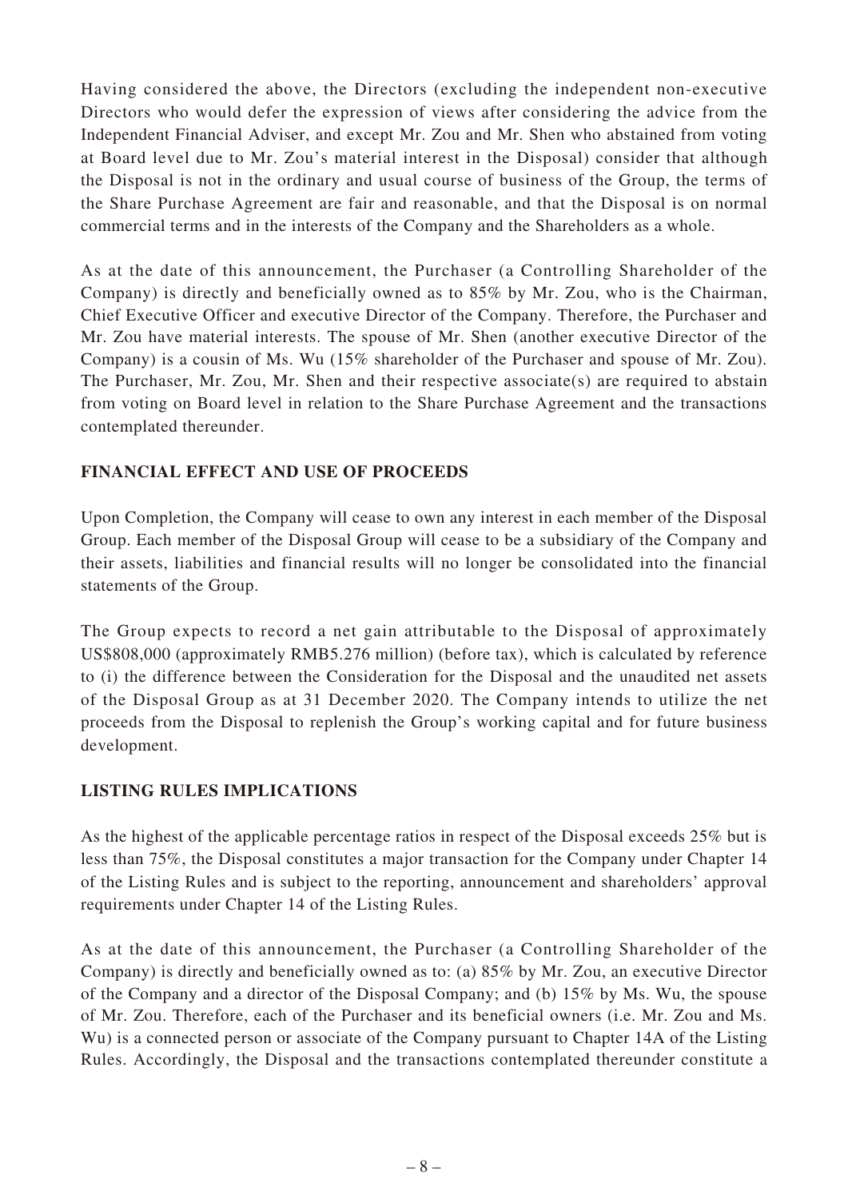Having considered the above, the Directors (excluding the independent non-executive Directors who would defer the expression of views after considering the advice from the Independent Financial Adviser, and except Mr. Zou and Mr. Shen who abstained from voting at Board level due to Mr. Zou's material interest in the Disposal) consider that although the Disposal is not in the ordinary and usual course of business of the Group, the terms of the Share Purchase Agreement are fair and reasonable, and that the Disposal is on normal commercial terms and in the interests of the Company and the Shareholders as a whole.

As at the date of this announcement, the Purchaser (a Controlling Shareholder of the Company) is directly and beneficially owned as to 85% by Mr. Zou, who is the Chairman, Chief Executive Officer and executive Director of the Company. Therefore, the Purchaser and Mr. Zou have material interests. The spouse of Mr. Shen (another executive Director of the Company) is a cousin of Ms. Wu (15% shareholder of the Purchaser and spouse of Mr. Zou). The Purchaser, Mr. Zou, Mr. Shen and their respective associate(s) are required to abstain from voting on Board level in relation to the Share Purchase Agreement and the transactions contemplated thereunder.

## FINANCIAL EFFECT AND USE OF PROCEEDS

Upon Completion, the Company will cease to own any interest in each member of the Disposal Group. Each member of the Disposal Group will cease to be a subsidiary of the Company and their assets, liabilities and financial results will no longer be consolidated into the financial statements of the Group.

The Group expects to record a net gain attributable to the Disposal of approximately US$808,000 (approximately RMB5.276 million) (before tax), which is calculated by reference to (i) the difference between the Consideration for the Disposal and the unaudited net assets of the Disposal Group as at 31 December 2020. The Company intends to utilize the net proceeds from the Disposal to replenish the Group's working capital and for future business development.

## LISTING RULES IMPLICATIONS

As the highest of the applicable percentage ratios in respect of the Disposal exceeds 25% but is less than 75%, the Disposal constitutes a major transaction for the Company under Chapter 14 of the Listing Rules and is subject to the reporting, announcement and shareholders' approval requirements under Chapter 14 of the Listing Rules.

As at the date of this announcement, the Purchaser (a Controlling Shareholder of the Company) is directly and beneficially owned as to: (a) 85% by Mr. Zou, an executive Director of the Company and a director of the Disposal Company; and (b) 15% by Ms. Wu, the spouse of Mr. Zou. Therefore, each of the Purchaser and its beneficial owners (i.e. Mr. Zou and Ms. Wu) is a connected person or associate of the Company pursuant to Chapter 14A of the Listing Rules. Accordingly, the Disposal and the transactions contemplated thereunder constitute a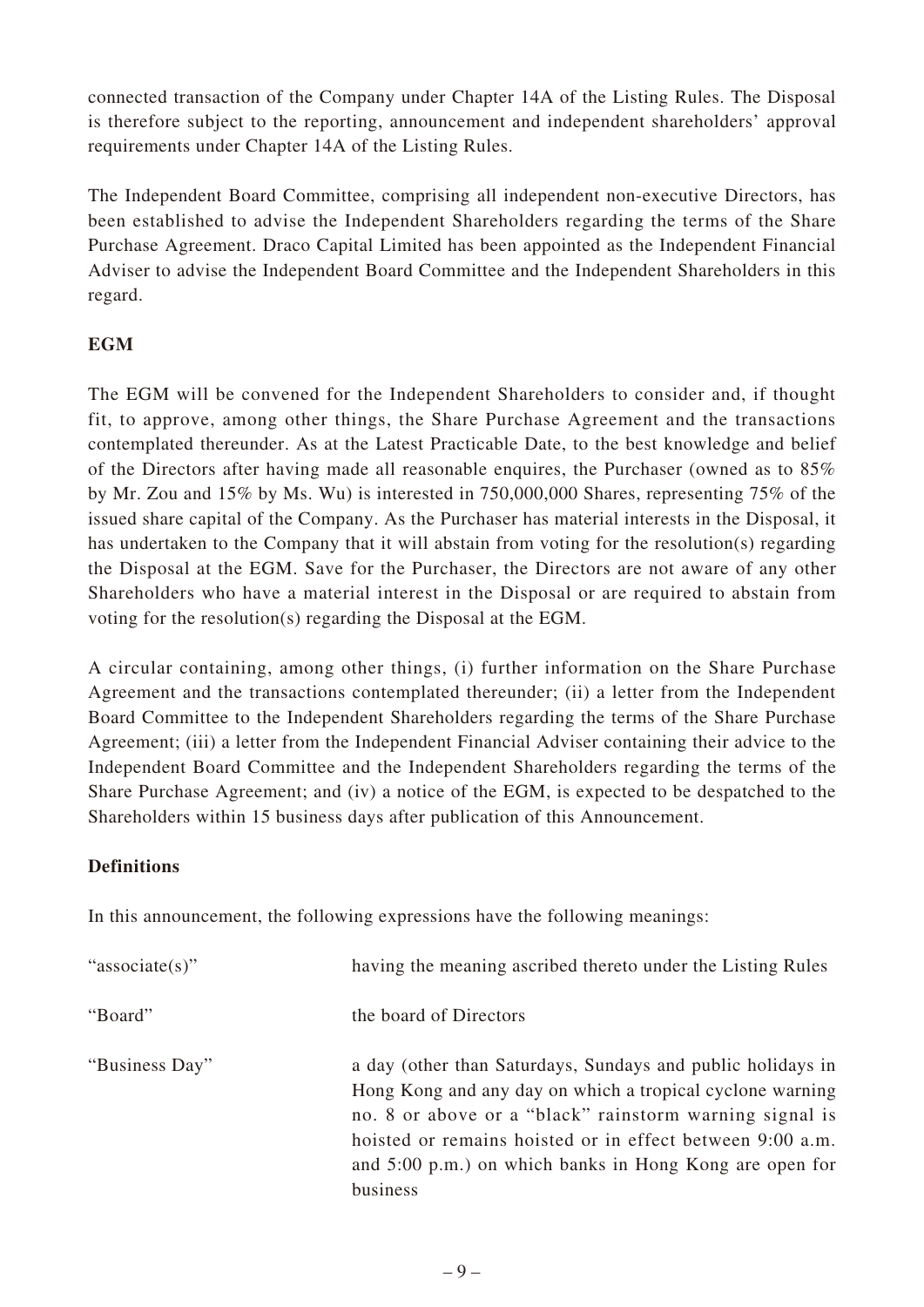connected transaction of the Company under Chapter 14A of the Listing Rules. The Disposal is therefore subject to the reporting, announcement and independent shareholders' approval requirements under Chapter 14A of the Listing Rules.

The Independent Board Committee, comprising all independent non-executive Directors, has been established to advise the Independent Shareholders regarding the terms of the Share Purchase Agreement. Draco Capital Limited has been appointed as the Independent Financial Adviser to advise the Independent Board Committee and the Independent Shareholders in this regard.

**EGM**

The EGM will be convened for the Independent Shareholders to consider and, if thought fit, to approve, among other things, the Share Purchase Agreement and the transactions contemplated thereunder. As at the Latest Practicable Date, to the best knowledge and belief of the Directors after having made all reasonable enquires, the Purchaser (owned as to 85% by Mr. Zou and 15% by Ms. Wu) is interested in 750,000,000 Shares, representing 75% of the issued share capital of the Company. As the Purchaser has material interests in the Disposal, it has undertaken to the Company that it will abstain from voting for the resolution(s) regarding the Disposal at the EGM. Save for the Purchaser, the Directors are not aware of any other Shareholders who have a material interest in the Disposal or are required to abstain from voting for the resolution(s) regarding the Disposal at the EGM.

A circular containing, among other things, (i) further information on the Share Purchase Agreement and the transactions contemplated thereunder; (ii) a letter from the Independent Board Committee to the Independent Shareholders regarding the terms of the Share Purchase Agreement; (iii) a letter from the Independent Financial Adviser containing their advice to the Independent Board Committee and the Independent Shareholders regarding the terms of the Share Purchase Agreement; and (iv) a notice of the EGM, is expected to be despatched to the Shareholders within 15 business days after publication of this Announcement.

**Definitions**

In this announcement, the following expressions have the following meanings:

| | |
|---|---|
| "associate(s)" | having the meaning ascribed thereto under the Listing Rules |
| "Board" | the board of Directors |
| "Business Day" | a day (other than Saturdays, Sundays and public holidays in Hong Kong and any day on which a tropical cyclone warning no. 8 or above or a "black" rainstorm warning signal is hoisted or remains hoisted or in effect between 9:00 a.m. and 5:00 p.m.) on which banks in Hong Kong are open for business |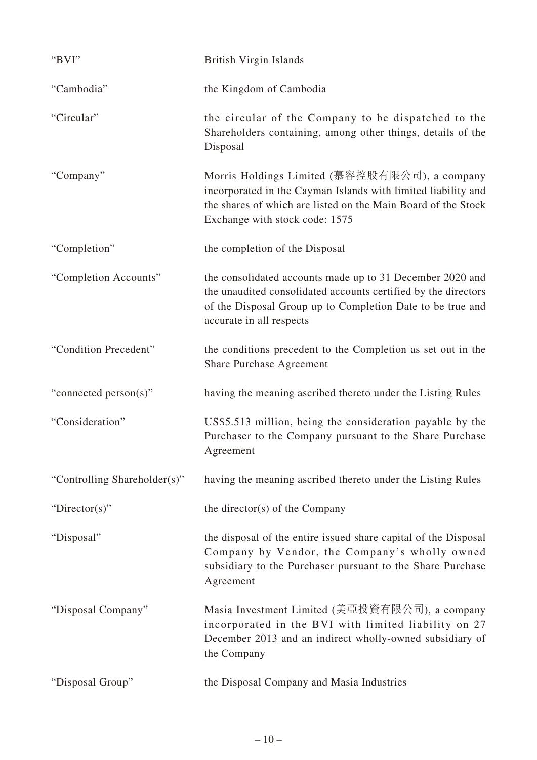| | |
|---|---|
| "BVI" | British Virgin Islands |
| "Cambodia" | the Kingdom of Cambodia |
| "Circular" | the circular of the Company to be dispatched to the Shareholders containing, among other things, details of the Disposal |
| "Company" | Morris Holdings Limited (慕容控股有限公司), a company incorporated in the Cayman Islands with limited liability and the shares of which are listed on the Main Board of the Stock Exchange with stock code: 1575 |
| "Completion" | the completion of the Disposal |
| "Completion Accounts" | the consolidated accounts made up to 31 December 2020 and the unaudited consolidated accounts certified by the directors of the Disposal Group up to Completion Date to be true and accurate in all respects |
| "Condition Precedent" | the conditions precedent to the Completion as set out in the Share Purchase Agreement |
| "connected person(s)" | having the meaning ascribed thereto under the Listing Rules |
| "Consideration" | US$5.513 million, being the consideration payable by the Purchaser to the Company pursuant to the Share Purchase Agreement |
| "Controlling Shareholder(s)" | having the meaning ascribed thereto under the Listing Rules |
| "Director(s)" | the director(s) of the Company |
| "Disposal" | the disposal of the entire issued share capital of the Disposal Company by Vendor, the Company's wholly owned subsidiary to the Purchaser pursuant to the Share Purchase Agreement |
| "Disposal Company" | Masia Investment Limited (美亞投資有限公司), a company incorporated in the BVI with limited liability on 27 December 2013 and an indirect wholly-owned subsidiary of the Company |
| "Disposal Group" | the Disposal Company and Masia Industries |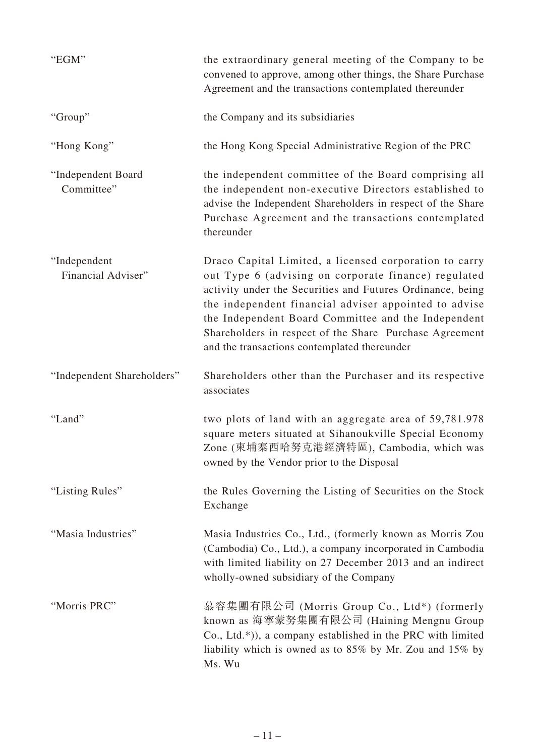| | |
|---|---|
| "EGM" | the extraordinary general meeting of the Company to be convened to approve, among other things, the Share Purchase Agreement and the transactions contemplated thereunder |
| "Group" | the Company and its subsidiaries |
| "Hong Kong" | the Hong Kong Special Administrative Region of the PRC |
| "Independent Board Committee" | the independent committee of the Board comprising all the independent non-executive Directors established to advise the Independent Shareholders in respect of the Share Purchase Agreement and the transactions contemplated thereunder |
| "Independent Financial Adviser" | Draco Capital Limited, a licensed corporation to carry out Type 6 (advising on corporate finance) regulated activity under the Securities and Futures Ordinance, being the independent financial adviser appointed to advise the Independent Board Committee and the Independent Shareholders in respect of the Share Purchase Agreement and the transactions contemplated thereunder |
| "Independent Shareholders" | Shareholders other than the Purchaser and its respective associates |
| "Land" | two plots of land with an aggregate area of 59,781.978 square meters situated at Sihanoukville Special Economy Zone (柬埔寨西哈努克港經濟特區), Cambodia, which was owned by the Vendor prior to the Disposal |
| "Listing Rules" | the Rules Governing the Listing of Securities on the Stock Exchange |
| "Masia Industries" | Masia Industries Co., Ltd., (formerly known as Morris Zou (Cambodia) Co., Ltd.), a company incorporated in Cambodia with limited liability on 27 December 2013 and an indirect wholly-owned subsidiary of the Company |
| "Morris PRC" | 慕容集團有限公司 (Morris Group Co., Ltd*) (formerly known as 海寧蒙努集團有限公司 (Haining Mengnu Group Co., Ltd.*)), a company established in the PRC with limited liability which is owned as to 85% by Mr. Zou and 15% by Ms. Wu |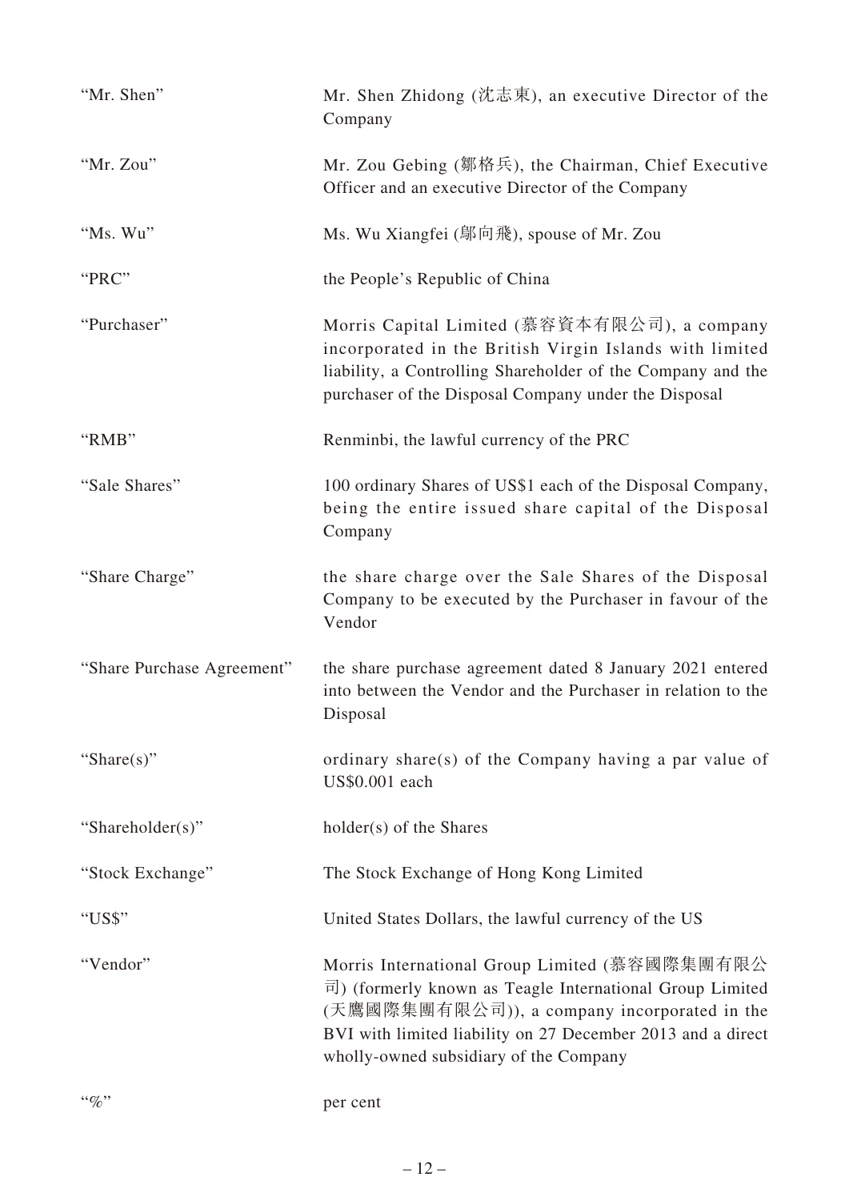| | |
|---|---|
| "Mr. Shen" | Mr. Shen Zhidong (沈志東), an executive Director of the Company |
| "Mr. Zou" | Mr. Zou Gebing (鄒格兵), the Chairman, Chief Executive Officer and an executive Director of the Company |
| "Ms. Wu" | Ms. Wu Xiangfei (鄔向飛), spouse of Mr. Zou |
| "PRC" | the People's Republic of China |
| "Purchaser" | Morris Capital Limited (慕容資本有限公司), a company incorporated in the British Virgin Islands with limited liability, a Controlling Shareholder of the Company and the purchaser of the Disposal Company under the Disposal |
| "RMB" | Renminbi, the lawful currency of the PRC |
| "Sale Shares" | 100 ordinary Shares of US$1 each of the Disposal Company, being the entire issued share capital of the Disposal Company |
| "Share Charge" | the share charge over the Sale Shares of the Disposal Company to be executed by the Purchaser in favour of the Vendor |
| "Share Purchase Agreement" | the share purchase agreement dated 8 January 2021 entered into between the Vendor and the Purchaser in relation to the Disposal |
| "Share(s)" | ordinary share(s) of the Company having a par value of US$0.001 each |
| "Shareholder(s)" | holder(s) of the Shares |
| "Stock Exchange" | The Stock Exchange of Hong Kong Limited |
| "US$" | United States Dollars, the lawful currency of the US |
| "Vendor" | Morris International Group Limited (慕容國際集團有限公司) (formerly known as Teagle International Group Limited (天鷹國際集團有限公司)), a company incorporated in the BVI with limited liability on 27 December 2013 and a direct wholly-owned subsidiary of the Company |
| "%" | per cent |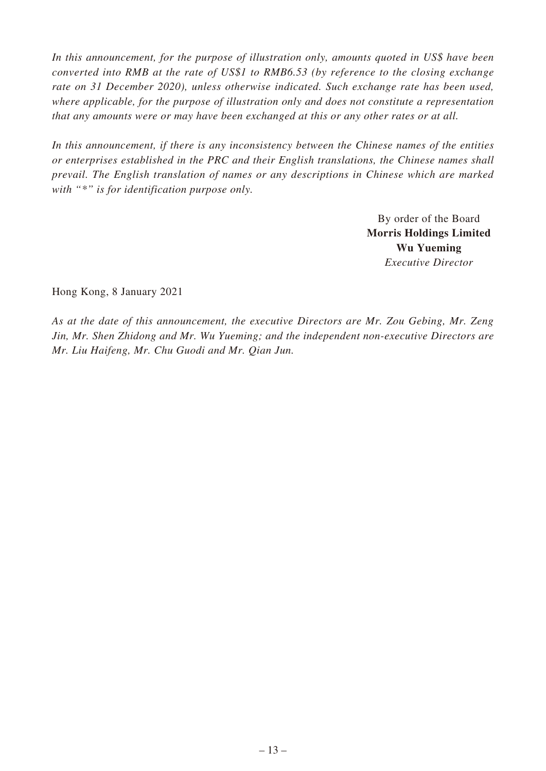*In this announcement, for the purpose of illustration only, amounts quoted in US$ have been converted into RMB at the rate of US$1 to RMB6.53 (by reference to the closing exchange rate on 31 December 2020), unless otherwise indicated. Such exchange rate has been used, where applicable, for the purpose of illustration only and does not constitute a representation that any amounts were or may have been exchanged at this or any other rates or at all.*

*In this announcement, if there is any inconsistency between the Chinese names of the entities or enterprises established in the PRC and their English translations, the Chinese names shall prevail. The English translation of names or any descriptions in Chinese which are marked with "*" is for identification purpose only.*

By order of the Board
**Morris Holdings Limited**
**Wu Yueming**
*Executive Director*

Hong Kong, 8 January 2021

*As at the date of this announcement, the executive Directors are Mr. Zou Gebing, Mr. Zeng Jin, Mr. Shen Zhidong and Mr. Wu Yueming; and the independent non-executive Directors are Mr. Liu Haifeng, Mr. Chu Guodi and Mr. Qian Jun.*